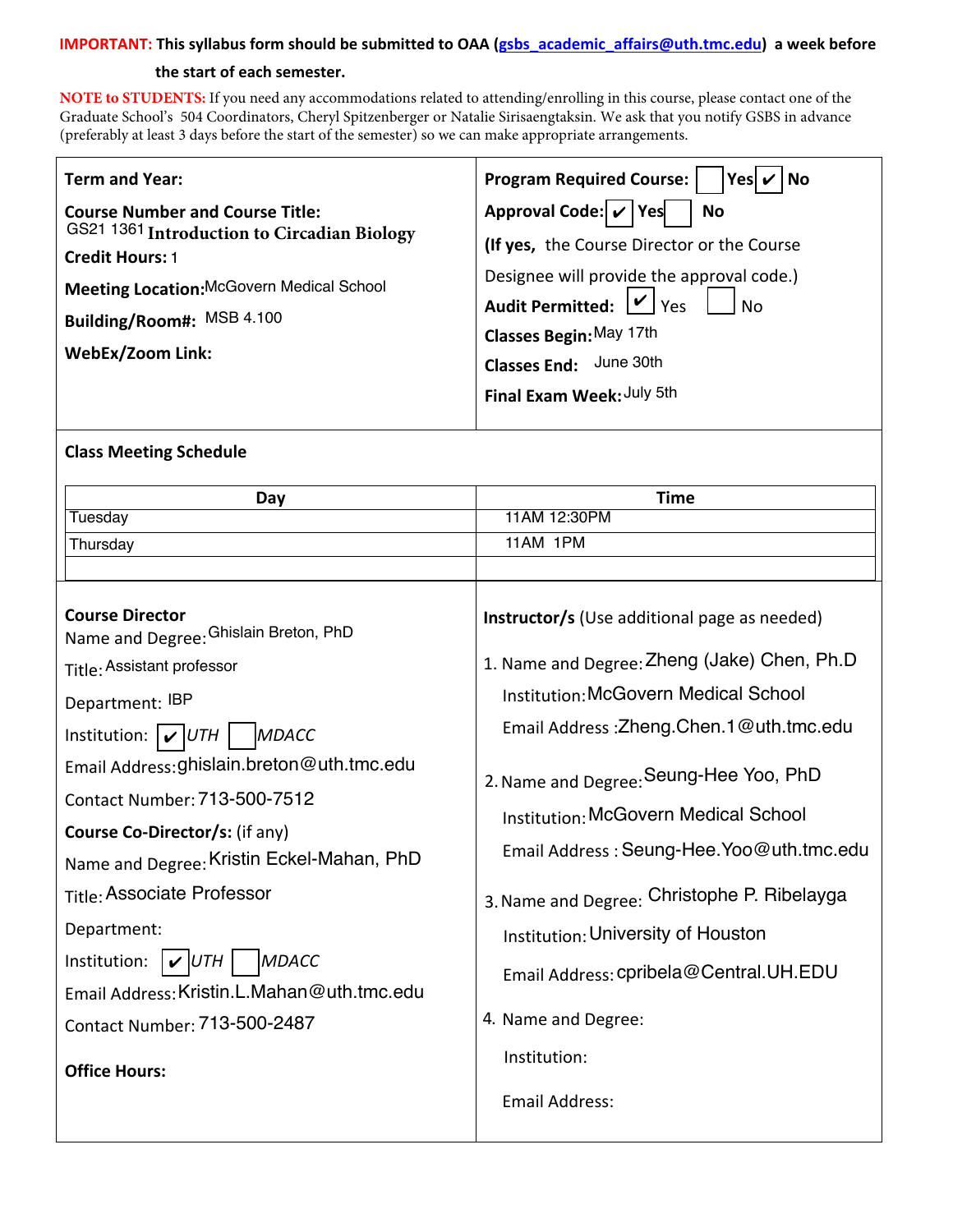**IMPORTANT: This syllabus form should be submitted to OAA (gsbs_academic_affairs@uth.tmc.edu) a week before the start of each semester.**

**NOTE to STUDENTS:** If you need any accommodations related to attending/enrolling in this course, please contact one of the Graduate School's 504 Coordinators, Cheryl Spitzenberger or Natalie Sirisaengtaksin. We ask that you notify GSBS in advance (preferably at least 3 days before the start of the semester) so we can make appropriate arrangements.

**Term and Year:**

**Course Number and Course Title:** GS21 1361 **Introduction to Circadian Biology**

**Credit Hours:** 1

**Meeting Location:** McGovern Medical School

**Building/Room#:** MSB 4.100

**WebEx/Zoom Link:**

**Program Required Course:** ☐ Yes ☑ No

**Approval Code:** ☑ Yes ☐ No

**(If yes,** the Course Director or the Course Designee will provide the approval code.)

**Audit Permitted:** ☑ Yes ☐ No

**Classes Begin:** May 17th

**Classes End:** June 30th

**Final Exam Week:** July 5th

## Class Meeting Schedule

| Day | Time |
|---|---|
| Tuesday | 11AM 12:30PM |
| Thursday | 11AM 1PM |
| | |

**Course Director**

Name and Degree: Ghislain Breton, PhD

Title: Assistant professor

Department: IBP

Institution: ☑ UTH ☐ MDACC

Email Address: ghislain.breton@uth.tmc.edu

Contact Number: 713-500-7512

**Course Co-Director/s:** (if any)

Name and Degree: Kristin Eckel-Mahan, PhD

Title: Associate Professor

Department:

Institution: ☑ UTH ☐ MDACC

Email Address: Kristin.L.Mahan@uth.tmc.edu

Contact Number: 713-500-2487

**Office Hours:**

**Instructor/s** (Use additional page as needed)

1. Name and Degree: Zheng (Jake) Chen, Ph.D
   Institution: McGovern Medical School
   Email Address: Zheng.Chen.1@uth.tmc.edu

2. Name and Degree: Seung-Hee Yoo, PhD
   Institution: McGovern Medical School
   Email Address: Seung-Hee.Yoo@uth.tmc.edu

3. Name and Degree: Christophe P. Ribelayga
   Institution: University of Houston
   Email Address: cpribela@Central.UH.EDU

4. Name and Degree:
   Institution:
   Email Address: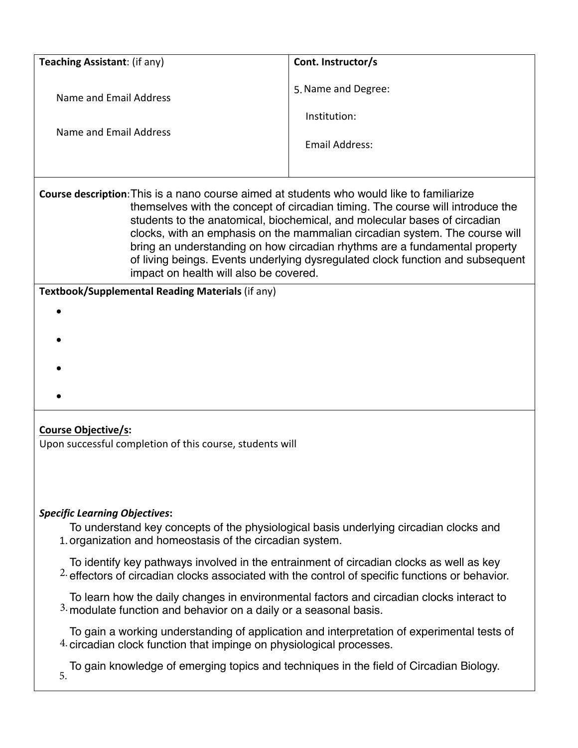| **Teaching Assistant**: (if any) | **Cont. Instructor/s** |
| --- | --- |
| Name and Email Address<br><br>Name and Email Address | 5. Name and Degree:<br><br>Institution:<br><br>Email Address: |

**Course description**: This is a nano course aimed at students who would like to familiarize themselves with the concept of circadian timing. The course will introduce the students to the anatomical, biochemical, and molecular bases of circadian clocks, with an emphasis on the mammalian circadian system. The course will bring an understanding on how circadian rhythms are a fundamental property of living beings. Events underlying dysregulated clock function and subsequent impact on health will also be covered.

**Textbook/Supplemental Reading Materials** (if any)

- 
- 
- 
- 

**Course Objective/s:**

Upon successful completion of this course, students will

***Specific Learning Objectives*:**

1. To understand key concepts of the physiological basis underlying circadian clocks and organization and homeostasis of the circadian system.
2. To identify key pathways involved in the entrainment of circadian clocks as well as key effectors of circadian clocks associated with the control of specific functions or behavior.
3. To learn how the daily changes in environmental factors and circadian clocks interact to modulate function and behavior on a daily or a seasonal basis.
4. To gain a working understanding of application and interpretation of experimental tests of circadian clock function that impinge on physiological processes.
5. To gain knowledge of emerging topics and techniques in the field of Circadian Biology.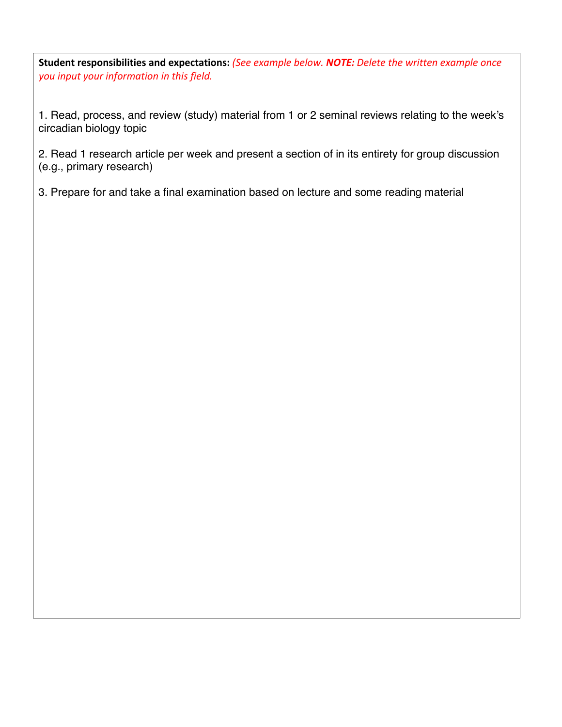**Student responsibilities and expectations:** *(See example below. **NOTE:** Delete the written example once you input your information in this field.*

1. Read, process, and review (study) material from 1 or 2 seminal reviews relating to the week's circadian biology topic

2. Read 1 research article per week and present a section of in its entirety for group discussion (e.g., primary research)

3. Prepare for and take a final examination based on lecture and some reading material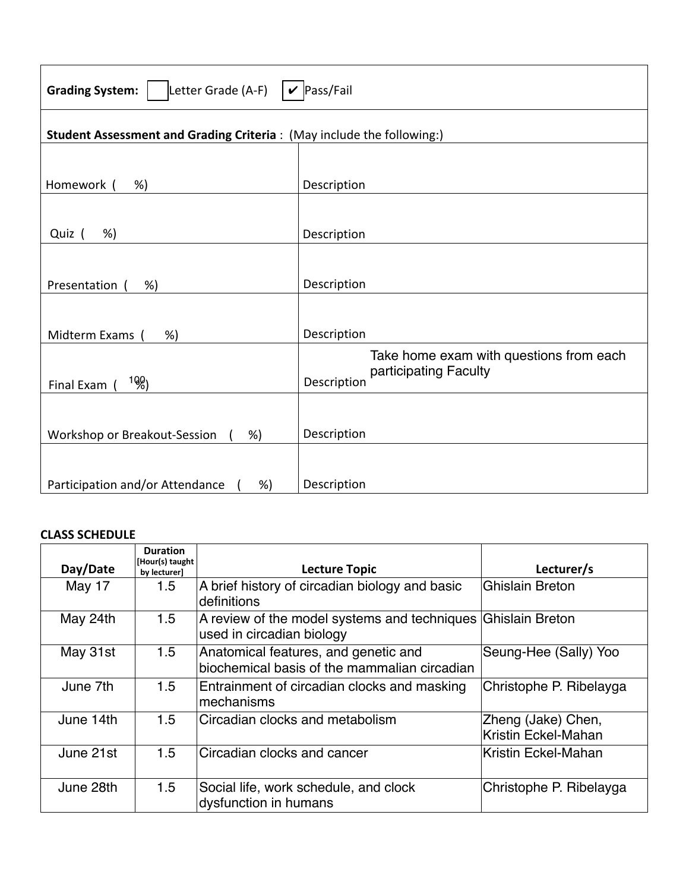**Grading System:** ☐ Letter Grade (A-F) ☑ Pass/Fail

| **Student Assessment and Grading Criteria** : (May include the following:) | |
|---|---|
| Homework ( %) | Description |
| Quiz ( %) | Description |
| Presentation ( %) | Description |
| Midterm Exams ( %) | Description |
| Final Exam ( 100 %) | Description Take home exam with questions from each participating Faculty |
| Workshop or Breakout-Session ( %) | Description |
| Participation and/or Attendance ( %) | Description |

**CLASS SCHEDULE**

| Day/Date | Duration [Hour(s) taught by lecturer] | Lecture Topic | Lecturer/s |
|---|---|---|---|
| May 17 | 1.5 | A brief history of circadian biology and basic definitions | Ghislain Breton |
| May 24th | 1.5 | A review of the model systems and techniques used in circadian biology | Ghislain Breton |
| May 31st | 1.5 | Anatomical features, and genetic and biochemical basis of the mammalian circadian | Seung-Hee (Sally) Yoo |
| June 7th | 1.5 | Entrainment of circadian clocks and masking mechanisms | Christophe P. Ribelayga |
| June 14th | 1.5 | Circadian clocks and metabolism | Zheng (Jake) Chen, Kristin Eckel-Mahan |
| June 21st | 1.5 | Circadian clocks and cancer | Kristin Eckel-Mahan |
| June 28th | 1.5 | Social life, work schedule, and clock dysfunction in humans | Christophe P. Ribelayga |